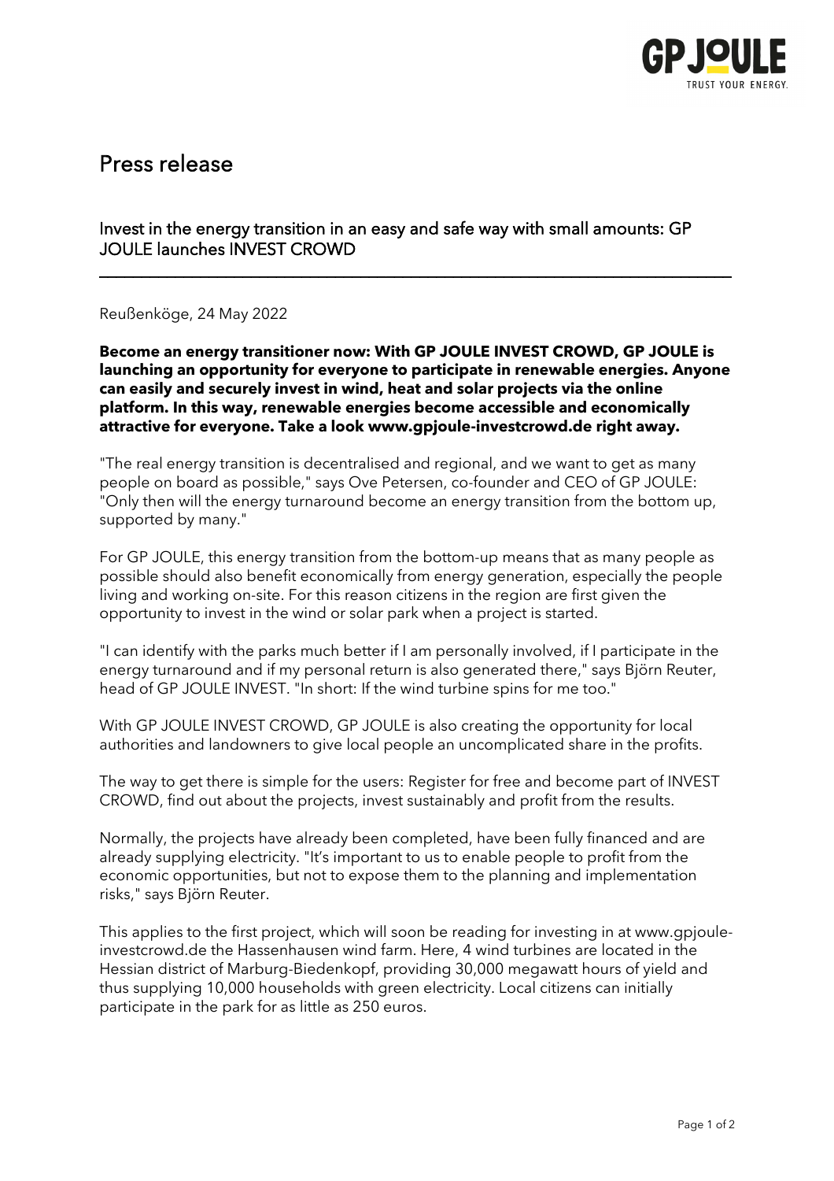# Press release

## Invest in the energy transition in an easy and safe way with small amounts: GP JOULE launches INVEST CROWD

---

Reußenköge, 24 May 2022

**Become an energy transitioner now: With GP JOULE INVEST CROWD, GP JOULE is launching an opportunity for everyone to participate in renewable energies. Anyone can easily and securely invest in wind, heat and solar projects via the online platform. In this way, renewable energies become accessible and economically attractive for everyone. Take a look www.gpjoule-investcrowd.de right away.**

"The real energy transition is decentralised and regional, and we want to get as many people on board as possible," says Ove Petersen, co-founder and CEO of GP JOULE: "Only then will the energy turnaround become an energy transition from the bottom up, supported by many."

For GP JOULE, this energy transition from the bottom-up means that as many people as possible should also benefit economically from energy generation, especially the people living and working on-site. For this reason citizens in the region are first given the opportunity to invest in the wind or solar park when a project is started.

"I can identify with the parks much better if I am personally involved, if I participate in the energy turnaround and if my personal return is also generated there," says Björn Reuter, head of GP JOULE INVEST. "In short: If the wind turbine spins for me too."

With GP JOULE INVEST CROWD, GP JOULE is also creating the opportunity for local authorities and landowners to give local people an uncomplicated share in the profits.

The way to get there is simple for the users: Register for free and become part of INVEST CROWD, find out about the projects, invest sustainably and profit from the results.

Normally, the projects have already been completed, have been fully financed and are already supplying electricity. "It's important to us to enable people to profit from the economic opportunities, but not to expose them to the planning and implementation risks," says Björn Reuter.

This applies to the first project, which will soon be reading for investing in at www.gpjoule-investcrowd.de the Hassenhausen wind farm. Here, 4 wind turbines are located in the Hessian district of Marburg-Biedenkopf, providing 30,000 megawatt hours of yield and thus supplying 10,000 households with green electricity. Local citizens can initially participate in the park for as little as 250 euros.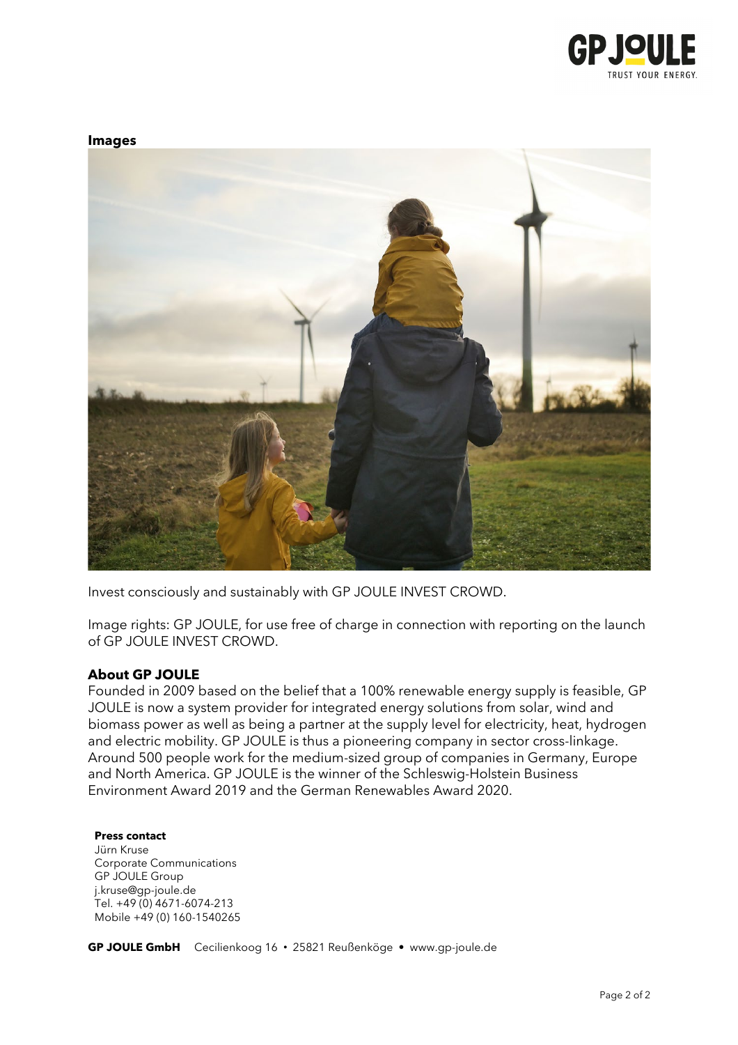**Images**

Invest consciously and sustainably with GP JOULE INVEST CROWD.

Image rights: GP JOULE, for use free of charge in connection with reporting on the launch of GP JOULE INVEST CROWD.

## About GP JOULE

Founded in 2009 based on the belief that a 100% renewable energy supply is feasible, GP JOULE is now a system provider for integrated energy solutions from solar, wind and biomass power as well as being a partner at the supply level for electricity, heat, hydrogen and electric mobility. GP JOULE is thus a pioneering company in sector cross-linkage. Around 500 people work for the medium-sized group of companies in Germany, Europe and North America. GP JOULE is the winner of the Schleswig-Holstein Business Environment Award 2019 and the German Renewables Award 2020.

**Press contact**
Jürn Kruse
Corporate Communications
GP JOULE Group
j.kruse@gp-joule.de
Tel. +49 (0) 4671-6074-213
Mobile +49 (0) 160-1540265

**GP JOULE GmbH** Cecilienkoog 16 • 25821 Reußenköge • www.gp-joule.de